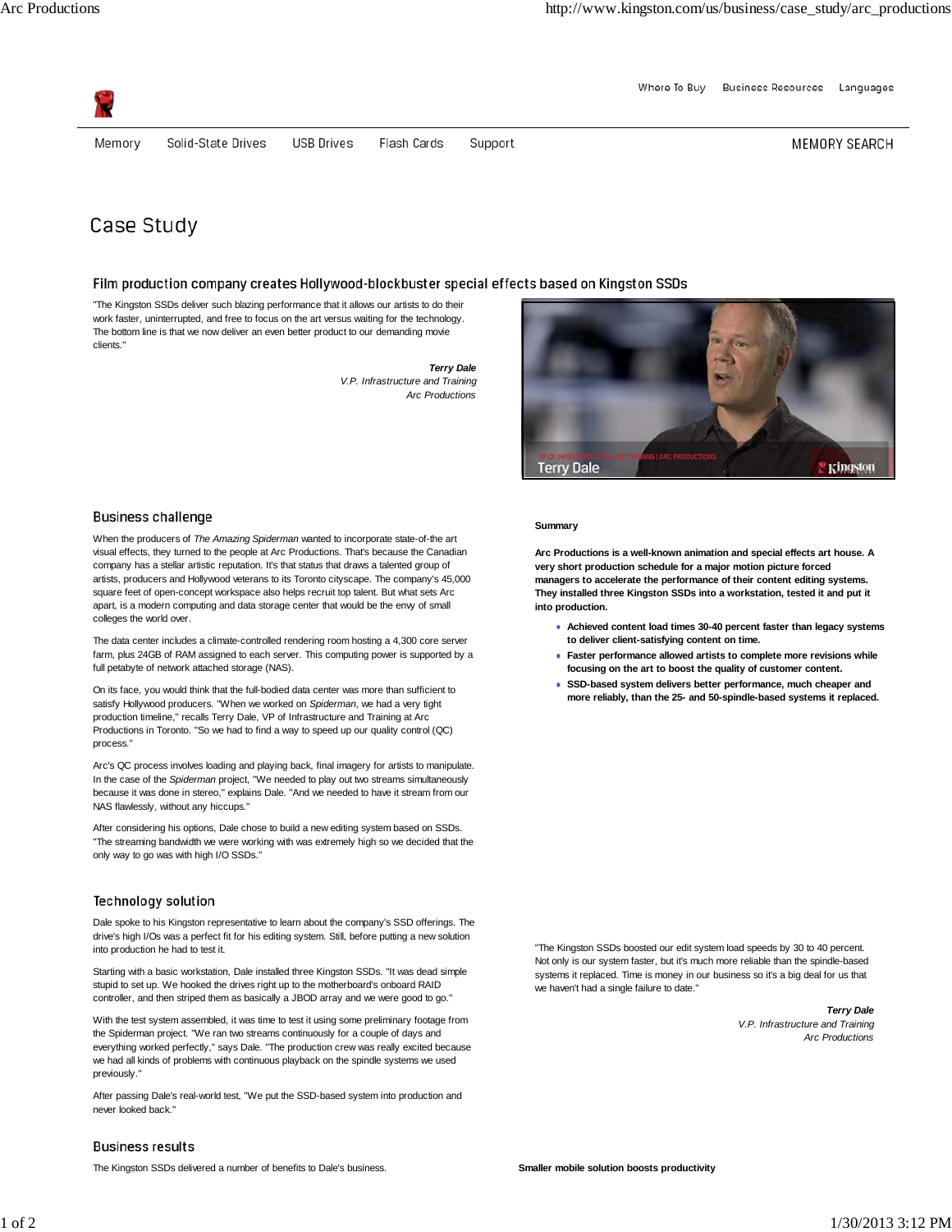Where To Buy | Business Resources | Languages

Memory | Solid-State Drives | USB Drives | Flash Cards | Support | MEMORY SEARCH

# Case Study

## Film production company creates Hollywood-blockbuster special effects based on Kingston SSDs

"The Kingston SSDs deliver such blazing performance that it allows our artists to do their work faster, uninterrupted, and free to focus on the art versus waiting for the technology. The bottom line is that we now deliver an even better product to our demanding movie clients."

***Terry Dale***
*V.P. Infrastructure and Training*
*Arc Productions*

**Summary**

**Arc Productions is a well-known animation and special effects art house. A very short production schedule for a major motion picture forced managers to accelerate the performance of their content editing systems. They installed three Kingston SSDs into a workstation, tested it and put it into production.**

- **Achieved content load times 30-40 percent faster than legacy systems to deliver client-satisfying content on time.**
- **Faster performance allowed artists to complete more revisions while focusing on the art to boost the quality of customer content.**
- **SSD-based system delivers better performance, much cheaper and more reliably, than the 25- and 50-spindle-based systems it replaced.**

### Business challenge

When the producers of *The Amazing Spiderman* wanted to incorporate state-of-the art visual effects, they turned to the people at Arc Productions. That's because the Canadian company has a stellar artistic reputation. It's that status that draws a talented group of artists, producers and Hollywood veterans to its Toronto cityscape. The company's 45,000 square feet of open-concept workspace also helps recruit top talent. But what sets Arc apart, is a modern computing and data storage center that would be the envy of small colleges the world over.

The data center includes a climate-controlled rendering room hosting a 4,300 core server farm, plus 24GB of RAM assigned to each server. This computing power is supported by a full petabyte of network attached storage (NAS).

On its face, you would think that the full-bodied data center was more than sufficient to satisfy Hollywood producers. "When we worked on *Spiderman*, we had a very tight production timeline," recalls Terry Dale, VP of Infrastructure and Training at Arc Productions in Toronto. "So we had to find a way to speed up our quality control (QC) process."

Arc's QC process involves loading and playing back, final imagery for artists to manipulate. In the case of the *Spiderman* project, "We needed to play out two streams simultaneously because it was done in stereo," explains Dale. "And we needed to have it stream from our NAS flawlessly, without any hiccups."

After considering his options, Dale chose to build a new editing system based on SSDs. "The streaming bandwidth we were working with was extremely high so we decided that the only way to go was with high I/O SSDs."

### Technology solution

Dale spoke to his Kingston representative to learn about the company's SSD offerings. The drive's high I/Os was a perfect fit for his editing system. Still, before putting a new solution into production he had to test it.

Starting with a basic workstation, Dale installed three Kingston SSDs. "It was dead simple stupid to set up. We hooked the drives right up to the motherboard's onboard RAID controller, and then striped them as basically a JBOD array and we were good to go."

With the test system assembled, it was time to test it using some preliminary footage from the Spiderman project. "We ran two streams continuously for a couple of days and everything worked perfectly," says Dale. "The production crew was really excited because we had all kinds of problems with continuous playback on the spindle systems we used previously."

After passing Dale's real-world test, "We put the SSD-based system into production and never looked back."

"The Kingston SSDs boosted our edit system load speeds by 30 to 40 percent. Not only is our system faster, but it's much more reliable than the spindle-based systems it replaced. Time is money in our business so it's a big deal for us that we haven't had a single failure to date."

***Terry Dale***
*V.P. Infrastructure and Training*
*Arc Productions*

### Business results

The Kingston SSDs delivered a number of benefits to Dale's business.

**Smaller mobile solution boosts productivity**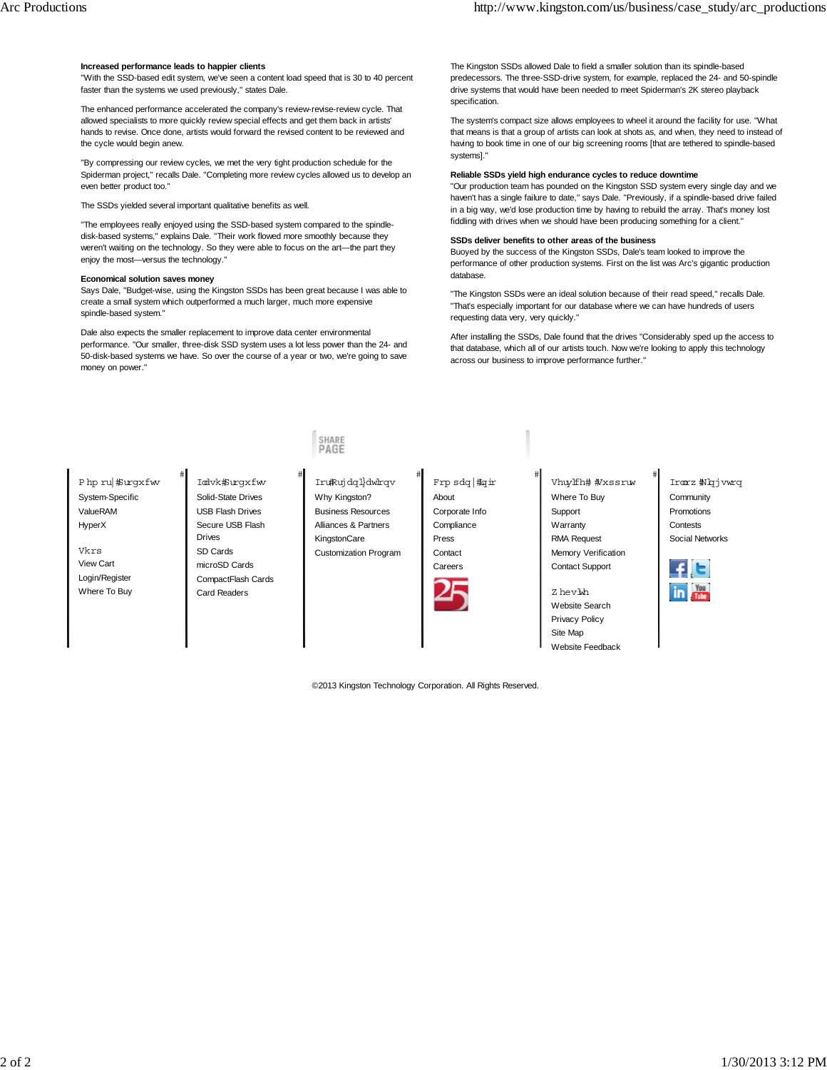**Increased performance leads to happier clients**
"With the SSD-based edit system, we've seen a content load speed that is 30 to 40 percent faster than the systems we used previously," states Dale.

The enhanced performance accelerated the company's review-revise-review cycle. That allowed specialists to more quickly review special effects and get them back in artists' hands to revise. Once done, artists would forward the revised content to be reviewed and the cycle would begin anew.

"By compressing our review cycles, we met the very tight production schedule for the Spiderman project," recalls Dale. "Completing more review cycles allowed us to develop an even better product too."

The SSDs yielded several important qualitative benefits as well.

"The employees really enjoyed using the SSD-based system compared to the spindle-disk-based systems," explains Dale. "Their work flowed more smoothly because they weren't waiting on the technology. So they were able to focus on the art—the part they enjoy the most—versus the technology."

**Economical solution saves money**
Says Dale, "Budget-wise, using the Kingston SSDs has been great because I was able to create a small system which outperformed a much larger, much more expensive spindle-based system."

Dale also expects the smaller replacement to improve data center environmental performance. "Our smaller, three-disk SSD system uses a lot less power than the 24- and 50-disk-based systems we have. So over the course of a year or two, we're going to save money on power."

The Kingston SSDs allowed Dale to field a smaller solution than its spindle-based predecessors. The three-SSD-drive system, for example, replaced the 24- and 50-spindle drive systems that would have been needed to meet Spiderman's 2K stereo playback specification.

The system's compact size allows employees to wheel it around the facility for use. "What that means is that a group of artists can look at shots as, and when, they need to instead of having to book time in one of our big screening rooms [that are tethered to spindle-based systems]."

**Reliable SSDs yield high endurance cycles to reduce downtime**
"Our production team has pounded on the Kingston SSD system every single day and we haven't has a single failure to date," says Dale. "Previously, if a spindle-based drive failed in a big way, we'd lose production time by having to rebuild the array. That's money lost fiddling with drives when we should have been producing something for a client."

**SSDs deliver benefits to other areas of the business**
Buoyed by the success of the Kingston SSDs, Dale's team looked to improve the performance of other production systems. First on the list was Arc's gigantic production database.

"The Kingston SSDs were an ideal solution because of their read speed," recalls Dale. "That's especially important for our database where we can have hundreds of users requesting data very, very quickly."

After installing the SSDs, Dale found that the drives "Considerably sped up the access to that database, which all of our artists touch. Now we're looking to apply this technology across our business to improve performance further."

SHARE PAGE

P hp ru|#Surgxfw
System-Specific
ValueRAM
HyperX

Vkrs
View Cart
Login/Register
Where To Buy

Iodvk#Surgxfw
Solid-State Drives
USB Flash Drives
Secure USB Flash Drives
SD Cards
microSD Cards
CompactFlash Cards
Card Readers

Iru#Rujdql}dwlrqv
Why Kingston?
Business Resources
Alliances & Partners
KingstonCare
Customization Program

Frp sdq|#Lqir
About
Corporate Info
Compliance
Press
Contact
Careers

Vhuylfh# #Vxssruw
Where To Buy
Support
Warranty
RMA Request
Memory Verification
Contact Support

Z hevlwh
Website Search
Privacy Policy
Site Map
Website Feedback

Iroorz#Nlqjvwrq
Community
Promotions
Contests
Social Networks

©2013 Kingston Technology Corporation. All Rights Reserved.